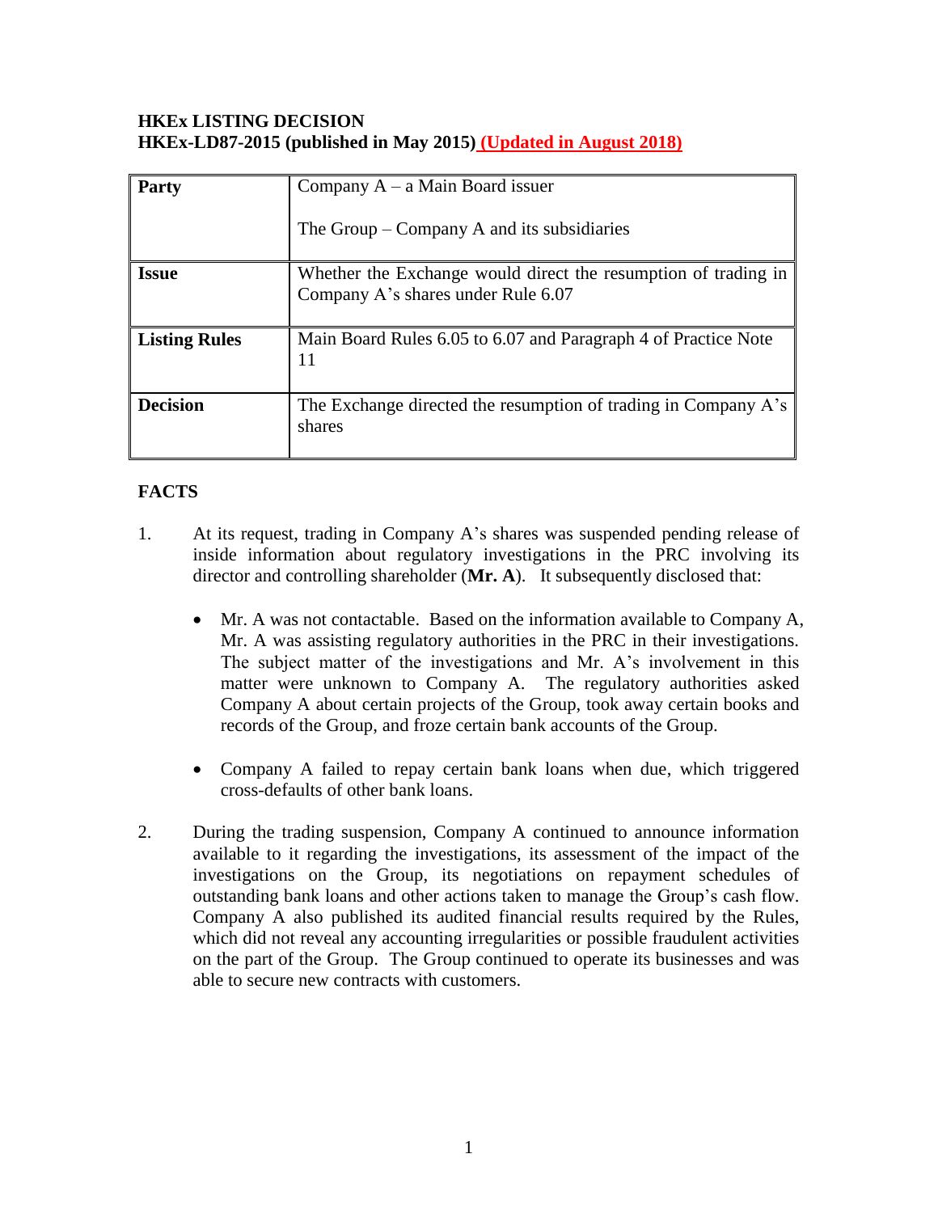**HKEx LISTING DECISION**
**HKEx-LD87-2015 (published in May 2015) (Updated in August 2018)**

| **Party** | Company A – a Main Board issuer<br><br>The Group – Company A and its subsidiaries |
|---|---|
| **Issue** | Whether the Exchange would direct the resumption of trading in Company A's shares under Rule 6.07 |
| **Listing Rules** | Main Board Rules 6.05 to 6.07 and Paragraph 4 of Practice Note 11 |
| **Decision** | The Exchange directed the resumption of trading in Company A's shares |

## FACTS

1. At its request, trading in Company A's shares was suspended pending release of inside information about regulatory investigations in the PRC involving its director and controlling shareholder (**Mr. A**). It subsequently disclosed that:

   - Mr. A was not contactable. Based on the information available to Company A, Mr. A was assisting regulatory authorities in the PRC in their investigations. The subject matter of the investigations and Mr. A's involvement in this matter were unknown to Company A. The regulatory authorities asked Company A about certain projects of the Group, took away certain books and records of the Group, and froze certain bank accounts of the Group.

   - Company A failed to repay certain bank loans when due, which triggered cross-defaults of other bank loans.

2. During the trading suspension, Company A continued to announce information available to it regarding the investigations, its assessment of the impact of the investigations on the Group, its negotiations on repayment schedules of outstanding bank loans and other actions taken to manage the Group's cash flow. Company A also published its audited financial results required by the Rules, which did not reveal any accounting irregularities or possible fraudulent activities on the part of the Group. The Group continued to operate its businesses and was able to secure new contracts with customers.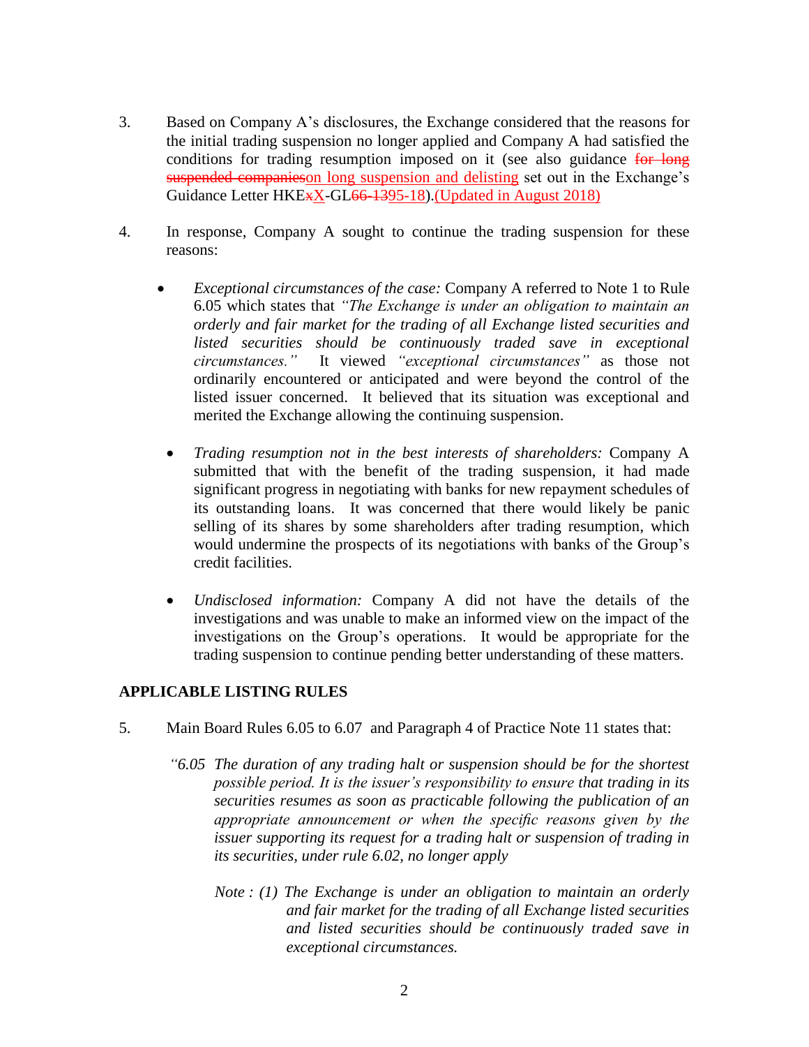3. Based on Company A's disclosures, the Exchange considered that the reasons for the initial trading suspension no longer applied and Company A had satisfied the conditions for trading resumption imposed on it (see also guidance ~~for long suspended companies~~on long suspension and delisting set out in the Exchange's Guidance Letter HKE~~x~~X-GL~~66-13~~95-18).(Updated in August 2018)

4. In response, Company A sought to continue the trading suspension for these reasons:

   - *Exceptional circumstances of the case:* Company A referred to Note 1 to Rule 6.05 which states that *"The Exchange is under an obligation to maintain an orderly and fair market for the trading of all Exchange listed securities and listed securities should be continuously traded save in exceptional circumstances."* It viewed *"exceptional circumstances"* as those not ordinarily encountered or anticipated and were beyond the control of the listed issuer concerned. It believed that its situation was exceptional and merited the Exchange allowing the continuing suspension.

   - *Trading resumption not in the best interests of shareholders:* Company A submitted that with the benefit of the trading suspension, it had made significant progress in negotiating with banks for new repayment schedules of its outstanding loans. It was concerned that there would likely be panic selling of its shares by some shareholders after trading resumption, which would undermine the prospects of its negotiations with banks of the Group's credit facilities.

   - *Undisclosed information:* Company A did not have the details of the investigations and was unable to make an informed view on the impact of the investigations on the Group's operations. It would be appropriate for the trading suspension to continue pending better understanding of these matters.

## APPLICABLE LISTING RULES

5. Main Board Rules 6.05 to 6.07 and Paragraph 4 of Practice Note 11 states that:

   *"6.05 The duration of any trading halt or suspension should be for the shortest possible period. It is the issuer's responsibility to ensure that trading in its securities resumes as soon as practicable following the publication of an appropriate announcement or when the specific reasons given by the issuer supporting its request for a trading halt or suspension of trading in its securities, under rule 6.02, no longer apply*

   *Note : (1) The Exchange is under an obligation to maintain an orderly and fair market for the trading of all Exchange listed securities and listed securities should be continuously traded save in exceptional circumstances.*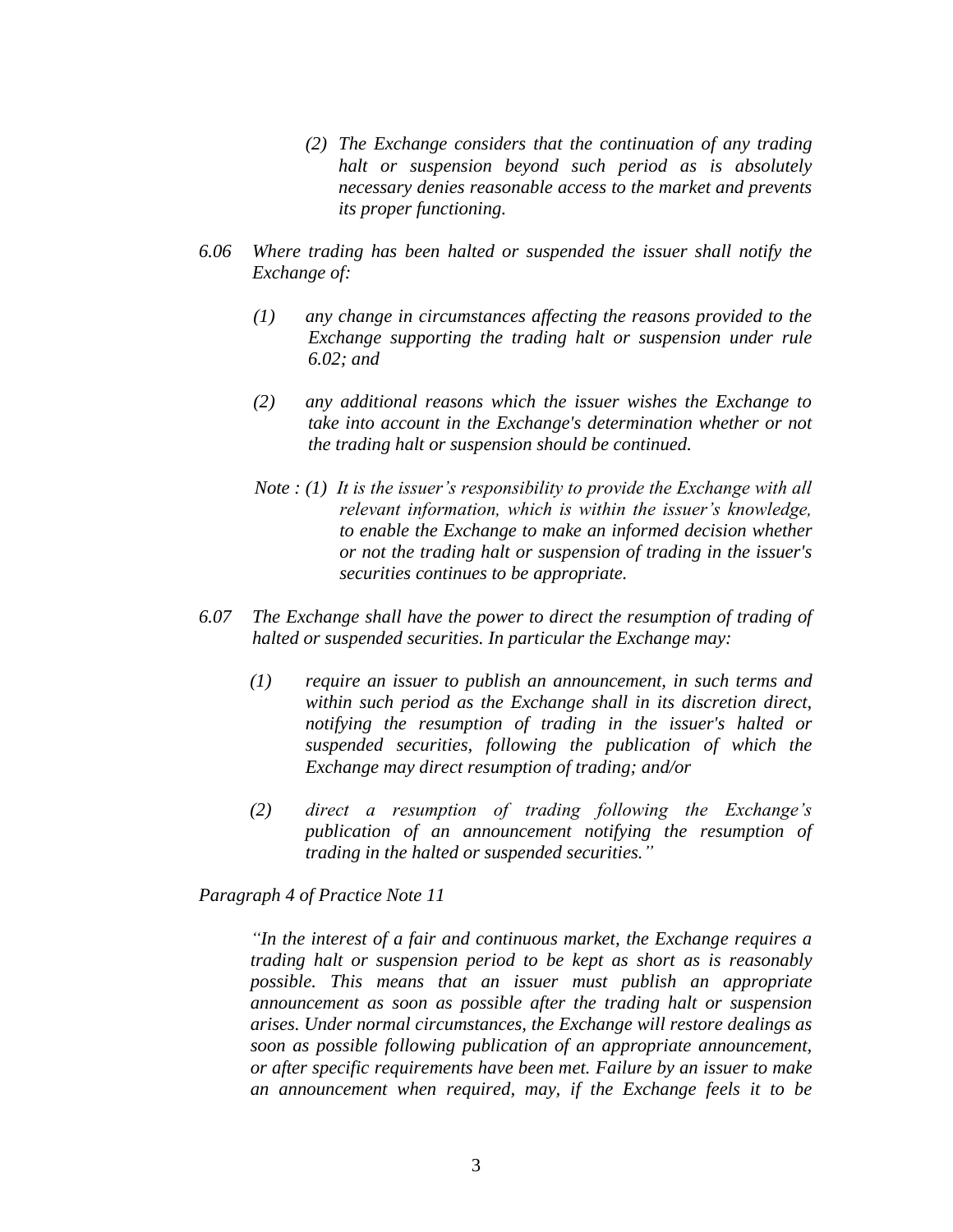*(2) The Exchange considers that the continuation of any trading halt or suspension beyond such period as is absolutely necessary denies reasonable access to the market and prevents its proper functioning.*

*6.06 Where trading has been halted or suspended the issuer shall notify the Exchange of:*

*(1) any change in circumstances affecting the reasons provided to the Exchange supporting the trading halt or suspension under rule 6.02; and*

*(2) any additional reasons which the issuer wishes the Exchange to take into account in the Exchange's determination whether or not the trading halt or suspension should be continued.*

*Note : (1) It is the issuer's responsibility to provide the Exchange with all relevant information, which is within the issuer's knowledge, to enable the Exchange to make an informed decision whether or not the trading halt or suspension of trading in the issuer's securities continues to be appropriate.*

*6.07 The Exchange shall have the power to direct the resumption of trading of halted or suspended securities. In particular the Exchange may:*

*(1) require an issuer to publish an announcement, in such terms and within such period as the Exchange shall in its discretion direct, notifying the resumption of trading in the issuer's halted or suspended securities, following the publication of which the Exchange may direct resumption of trading; and/or*

*(2) direct a resumption of trading following the Exchange's publication of an announcement notifying the resumption of trading in the halted or suspended securities."*

*Paragraph 4 of Practice Note 11*

*"In the interest of a fair and continuous market, the Exchange requires a trading halt or suspension period to be kept as short as is reasonably possible. This means that an issuer must publish an appropriate announcement as soon as possible after the trading halt or suspension arises. Under normal circumstances, the Exchange will restore dealings as soon as possible following publication of an appropriate announcement, or after specific requirements have been met. Failure by an issuer to make an announcement when required, may, if the Exchange feels it to be*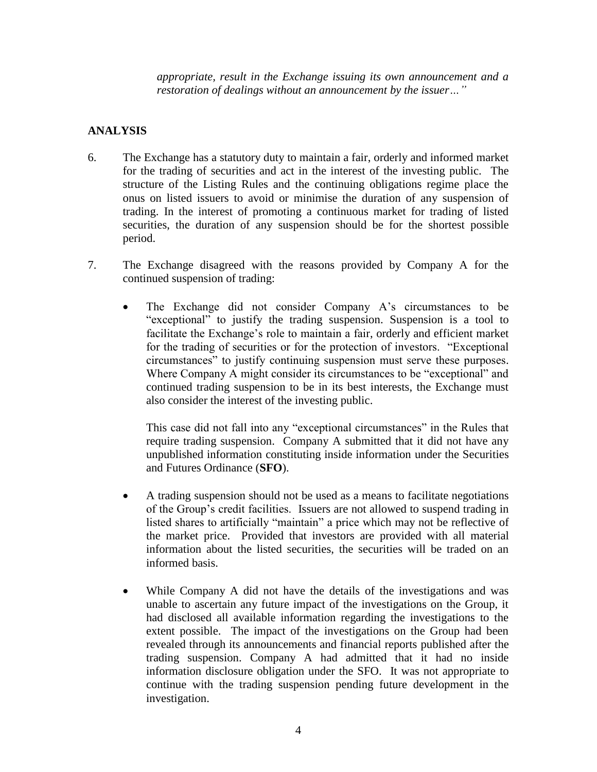*appropriate, result in the Exchange issuing its own announcement and a restoration of dealings without an announcement by the issuer…"*

## ANALYSIS

6. The Exchange has a statutory duty to maintain a fair, orderly and informed market for the trading of securities and act in the interest of the investing public. The structure of the Listing Rules and the continuing obligations regime place the onus on listed issuers to avoid or minimise the duration of any suspension of trading. In the interest of promoting a continuous market for trading of listed securities, the duration of any suspension should be for the shortest possible period.

7. The Exchange disagreed with the reasons provided by Company A for the continued suspension of trading:

   - The Exchange did not consider Company A's circumstances to be "exceptional" to justify the trading suspension. Suspension is a tool to facilitate the Exchange's role to maintain a fair, orderly and efficient market for the trading of securities or for the protection of investors. "Exceptional circumstances" to justify continuing suspension must serve these purposes. Where Company A might consider its circumstances to be "exceptional" and continued trading suspension to be in its best interests, the Exchange must also consider the interest of the investing public.

     This case did not fall into any "exceptional circumstances" in the Rules that require trading suspension. Company A submitted that it did not have any unpublished information constituting inside information under the Securities and Futures Ordinance (**SFO**).

   - A trading suspension should not be used as a means to facilitate negotiations of the Group's credit facilities. Issuers are not allowed to suspend trading in listed shares to artificially "maintain" a price which may not be reflective of the market price. Provided that investors are provided with all material information about the listed securities, the securities will be traded on an informed basis.

   - While Company A did not have the details of the investigations and was unable to ascertain any future impact of the investigations on the Group, it had disclosed all available information regarding the investigations to the extent possible. The impact of the investigations on the Group had been revealed through its announcements and financial reports published after the trading suspension. Company A had admitted that it had no inside information disclosure obligation under the SFO. It was not appropriate to continue with the trading suspension pending future development in the investigation.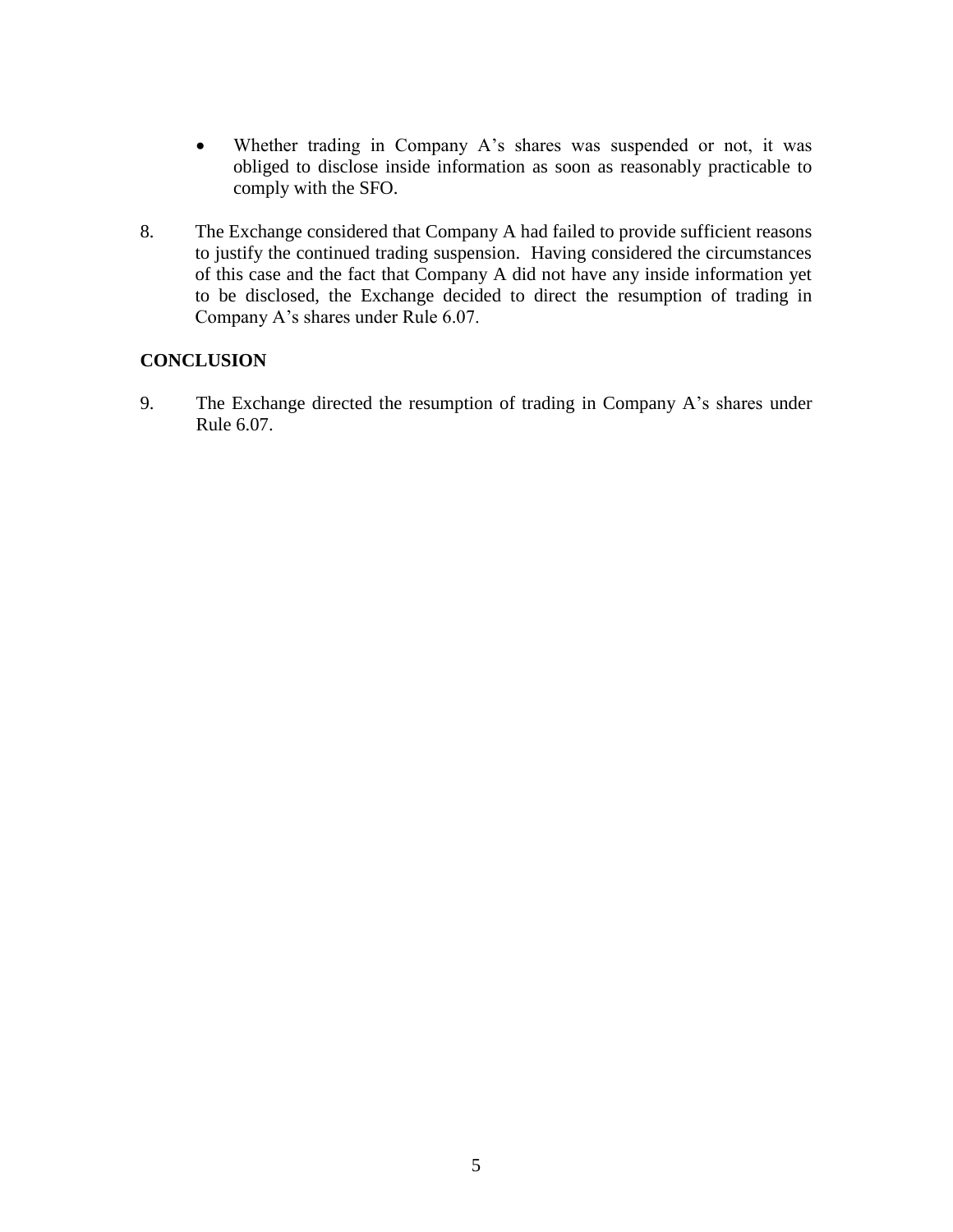- Whether trading in Company A's shares was suspended or not, it was obliged to disclose inside information as soon as reasonably practicable to comply with the SFO.

8. The Exchange considered that Company A had failed to provide sufficient reasons to justify the continued trading suspension. Having considered the circumstances of this case and the fact that Company A did not have any inside information yet to be disclosed, the Exchange decided to direct the resumption of trading in Company A's shares under Rule 6.07.

**CONCLUSION**

9. The Exchange directed the resumption of trading in Company A's shares under Rule 6.07.